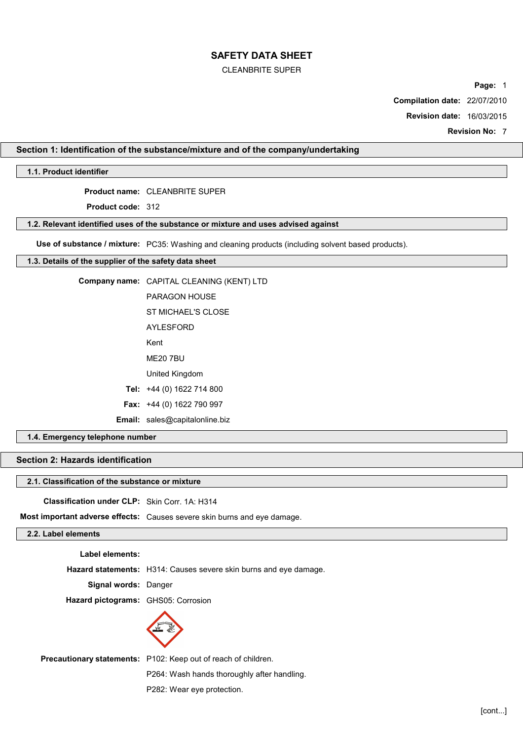# SAFETY DATA SHEET

CLEANBRITE SUPER

**Page:** 1

**Compilation date:** 22/07/2010

**Revision date:** 16/03/2015

**Revision No:** 7

## Section 1: Identification of the substance/mixture and of the company/undertaking

### 1.1. Product identifier

**Product name:** CLEANBRITE SUPER

**Product code:** 312

### 1.2. Relevant identified uses of the substance or mixture and uses advised against

**Use of substance / mixture:** PC35: Washing and cleaning products (including solvent based products).

### 1.3. Details of the supplier of the safety data sheet

**Company name:** CAPITAL CLEANING (KENT) LTD
PARAGON HOUSE
ST MICHAEL'S CLOSE
AYLESFORD
Kent
ME20 7BU
United Kingdom

**Tel:** +44 (0) 1622 714 800

**Fax:** +44 (0) 1622 790 997

**Email:** sales@capitalonline.biz

### 1.4. Emergency telephone number

## Section 2: Hazards identification

### 2.1. Classification of the substance or mixture

**Classification under CLP:** Skin Corr. 1A: H314

**Most important adverse effects:** Causes severe skin burns and eye damage.

### 2.2. Label elements

**Label elements:**

**Hazard statements:** H314: Causes severe skin burns and eye damage.

**Signal words:** Danger

**Hazard pictograms:** GHS05: Corrosion

**Precautionary statements:** P102: Keep out of reach of children.
P264: Wash hands thoroughly after handling.
P282: Wear eye protection.

[cont...]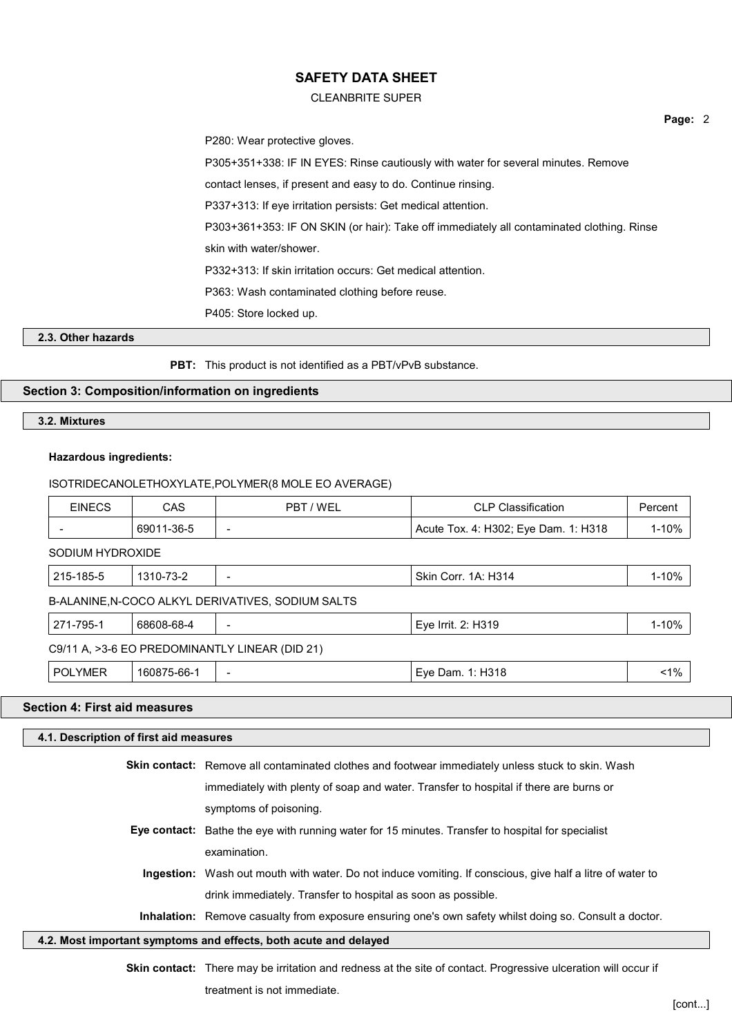P280: Wear protective gloves.

P305+351+338: IF IN EYES: Rinse cautiously with water for several minutes. Remove contact lenses, if present and easy to do. Continue rinsing.

P337+313: If eye irritation persists: Get medical attention.

P303+361+353: IF ON SKIN (or hair): Take off immediately all contaminated clothing. Rinse skin with water/shower.

P332+313: If skin irritation occurs: Get medical attention.

P363: Wash contaminated clothing before reuse.

P405: Store locked up.

### 2.3. Other hazards

**PBT:** This product is not identified as a PBT/vPvB substance.

## Section 3: Composition/information on ingredients

### 3.2. Mixtures

**Hazardous ingredients:**

ISOTRIDECANOLETHOXYLATE,POLYMER(8 MOLE EO AVERAGE)

| EINECS | CAS | PBT / WEL | CLP Classification | Percent |
|---|---|---|---|---|
| - | 69011-36-5 | - | Acute Tox. 4: H302; Eye Dam. 1: H318 | 1-10% |

SODIUM HYDROXIDE

| EINECS | CAS | PBT / WEL | CLP Classification | Percent |
|---|---|---|---|---|
| 215-185-5 | 1310-73-2 | - | Skin Corr. 1A: H314 | 1-10% |

B-ALANINE,N-COCO ALKYL DERIVATIVES, SODIUM SALTS

| EINECS | CAS | PBT / WEL | CLP Classification | Percent |
|---|---|---|---|---|
| 271-795-1 | 68608-68-4 | - | Eye Irrit. 2: H319 | 1-10% |

C9/11 A, >3-6 EO PREDOMINANTLY LINEAR (DID 21)

| EINECS | CAS | PBT / WEL | CLP Classification | Percent |
|---|---|---|---|---|
| POLYMER | 160875-66-1 | - | Eye Dam. 1: H318 | <1% |

## Section 4: First aid measures

### 4.1. Description of first aid measures

**Skin contact:** Remove all contaminated clothes and footwear immediately unless stuck to skin. Wash immediately with plenty of soap and water. Transfer to hospital if there are burns or symptoms of poisoning.

**Eye contact:** Bathe the eye with running water for 15 minutes. Transfer to hospital for specialist examination.

**Ingestion:** Wash out mouth with water. Do not induce vomiting. If conscious, give half a litre of water to drink immediately. Transfer to hospital as soon as possible.

**Inhalation:** Remove casualty from exposure ensuring one's own safety whilst doing so. Consult a doctor.

### 4.2. Most important symptoms and effects, both acute and delayed

**Skin contact:** There may be irritation and redness at the site of contact. Progressive ulceration will occur if treatment is not immediate.

[cont...]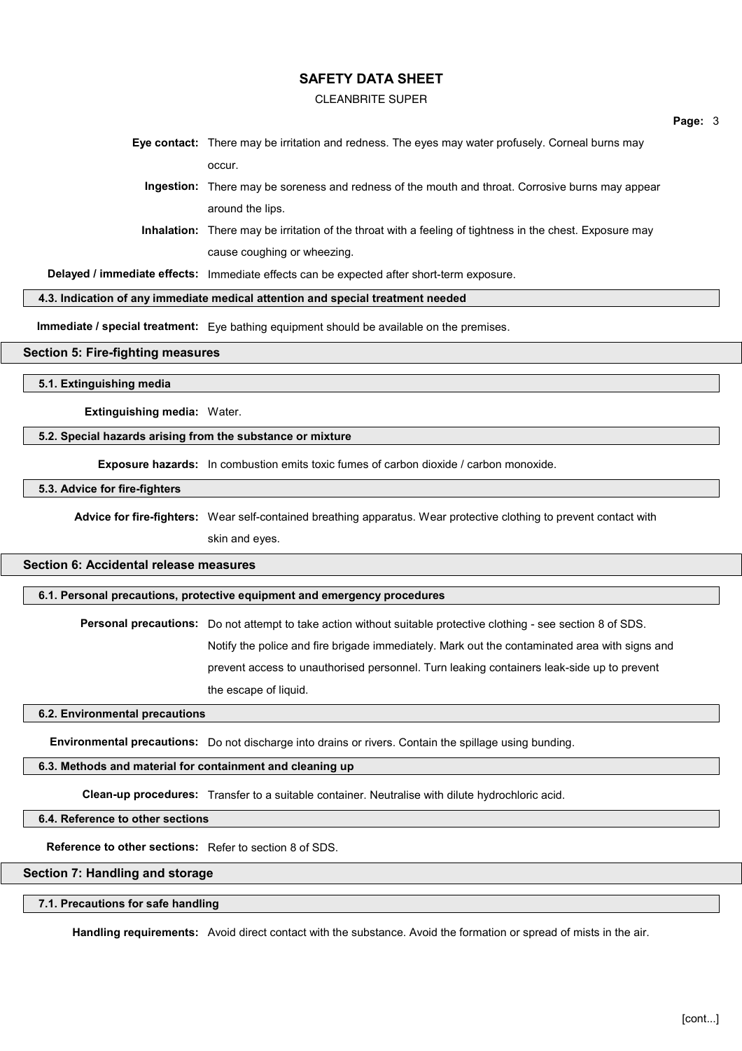**Eye contact:** There may be irritation and redness. The eyes may water profusely. Corneal burns may occur.

**Ingestion:** There may be soreness and redness of the mouth and throat. Corrosive burns may appear around the lips.

**Inhalation:** There may be irritation of the throat with a feeling of tightness in the chest. Exposure may cause coughing or wheezing.

**Delayed / immediate effects:** Immediate effects can be expected after short-term exposure.

### 4.3. Indication of any immediate medical attention and special treatment needed

**Immediate / special treatment:** Eye bathing equipment should be available on the premises.

## Section 5: Fire-fighting measures

### 5.1. Extinguishing media

**Extinguishing media:** Water.

### 5.2. Special hazards arising from the substance or mixture

**Exposure hazards:** In combustion emits toxic fumes of carbon dioxide / carbon monoxide.

### 5.3. Advice for fire-fighters

**Advice for fire-fighters:** Wear self-contained breathing apparatus. Wear protective clothing to prevent contact with skin and eyes.

## Section 6: Accidental release measures

### 6.1. Personal precautions, protective equipment and emergency procedures

**Personal precautions:** Do not attempt to take action without suitable protective clothing - see section 8 of SDS. Notify the police and fire brigade immediately. Mark out the contaminated area with signs and prevent access to unauthorised personnel. Turn leaking containers leak-side up to prevent the escape of liquid.

### 6.2. Environmental precautions

**Environmental precautions:** Do not discharge into drains or rivers. Contain the spillage using bunding.

### 6.3. Methods and material for containment and cleaning up

**Clean-up procedures:** Transfer to a suitable container. Neutralise with dilute hydrochloric acid.

### 6.4. Reference to other sections

**Reference to other sections:** Refer to section 8 of SDS.

## Section 7: Handling and storage

### 7.1. Precautions for safe handling

**Handling requirements:** Avoid direct contact with the substance. Avoid the formation or spread of mists in the air.

[cont...]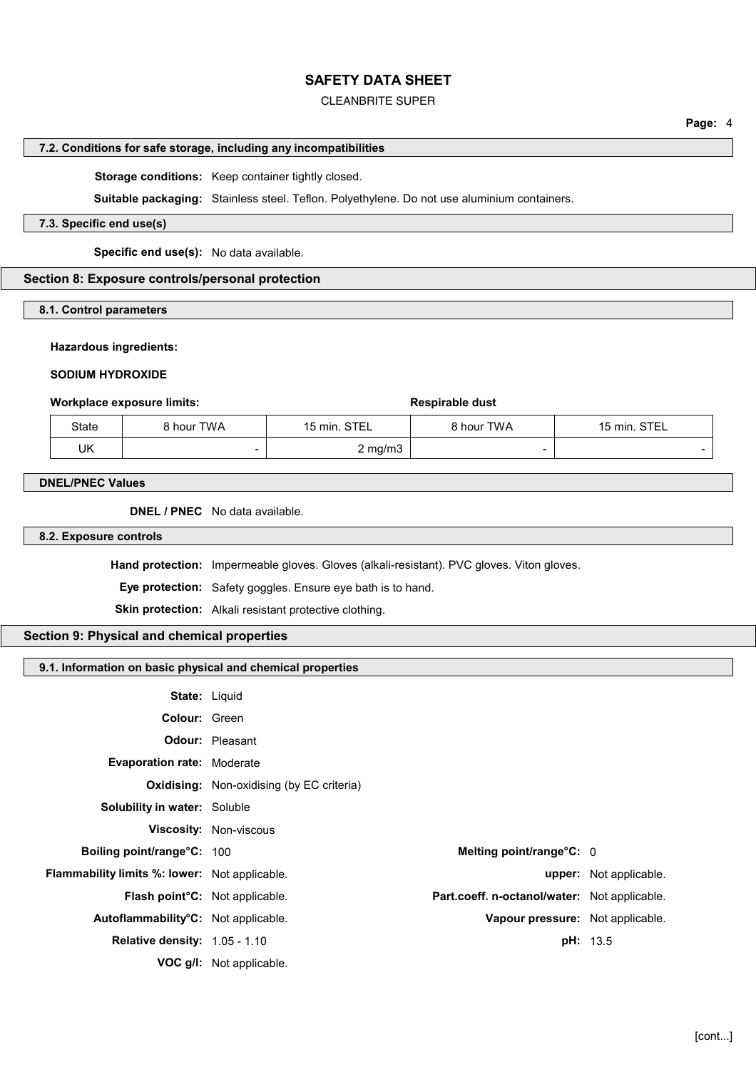#### 7.2. Conditions for safe storage, including any incompatibilities

**Storage conditions:** Keep container tightly closed.

**Suitable packaging:** Stainless steel. Teflon. Polyethylene. Do not use aluminium containers.

#### 7.3. Specific end use(s)

**Specific end use(s):** No data available.

## Section 8: Exposure controls/personal protection

#### 8.1. Control parameters

**Hazardous ingredients:**

**SODIUM HYDROXIDE**

| **Workplace exposure limits:** | | | **Respirable dust** | |
|---|---|---|---|---|
| State | 8 hour TWA | 15 min. STEL | 8 hour TWA | 15 min. STEL |
| UK | - | 2 mg/m3 | - | - |

#### DNEL/PNEC Values

**DNEL / PNEC** No data available.

#### 8.2. Exposure controls

**Hand protection:** Impermeable gloves. Gloves (alkali-resistant). PVC gloves. Viton gloves.

**Eye protection:** Safety goggles. Ensure eye bath is to hand.

**Skin protection:** Alkali resistant protective clothing.

## Section 9: Physical and chemical properties

#### 9.1. Information on basic physical and chemical properties

**State:** Liquid

**Colour:** Green

**Odour:** Pleasant

**Evaporation rate:** Moderate

**Oxidising:** Non-oxidising (by EC criteria)

**Solubility in water:** Soluble

**Viscosity:** Non-viscous

**Boiling point/range°C:** 100

**Melting point/range°C:** 0

**Flammability limits %: lower:** Not applicable.

**upper:** Not applicable.

**Flash point°C:** Not applicable.

**Part.coeff. n-octanol/water:** Not applicable.

**Autoflammability°C:** Not applicable.

**Vapour pressure:** Not applicable.

**Relative density:** 1.05 - 1.10

**pH:** 13.5

**VOC g/l:** Not applicable.

[cont...]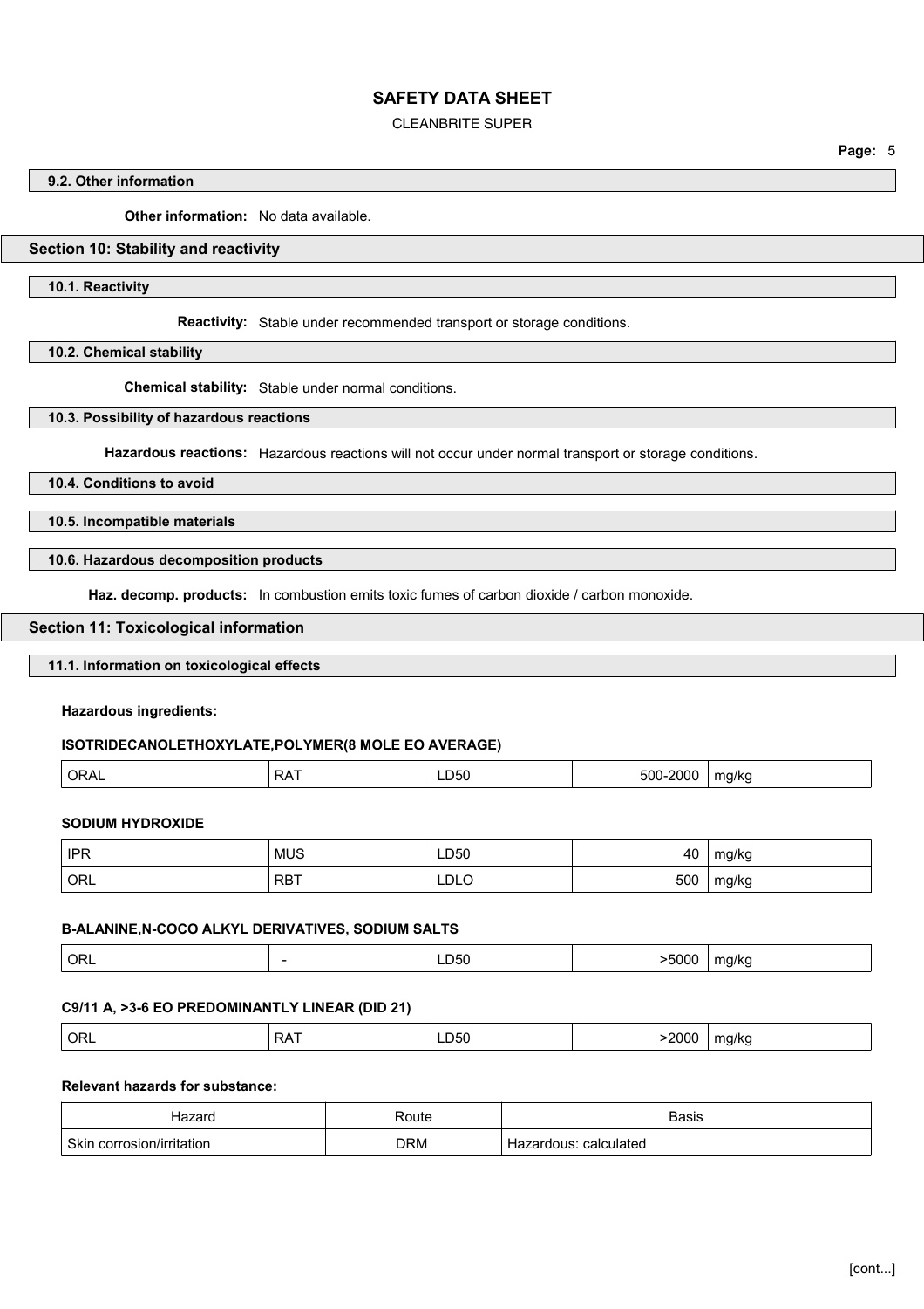### 9.2. Other information

**Other information:** No data available.

## Section 10: Stability and reactivity

### 10.1. Reactivity

**Reactivity:** Stable under recommended transport or storage conditions.

### 10.2. Chemical stability

**Chemical stability:** Stable under normal conditions.

### 10.3. Possibility of hazardous reactions

**Hazardous reactions:** Hazardous reactions will not occur under normal transport or storage conditions.

### 10.4. Conditions to avoid

### 10.5. Incompatible materials

### 10.6. Hazardous decomposition products

**Haz. decomp. products:** In combustion emits toxic fumes of carbon dioxide / carbon monoxide.

## Section 11: Toxicological information

### 11.1. Information on toxicological effects

**Hazardous ingredients:**

**ISOTRIDECANOLETHOXYLATE,POLYMER(8 MOLE EO AVERAGE)**

| | | | | |
|---|---|---|---|---|
| ORAL | RAT | LD50 | 500-2000 | mg/kg |

**SODIUM HYDROXIDE**

| | | | | |
|---|---|---|---|---|
| IPR | MUS | LD50 | 40 | mg/kg |
| ORL | RBT | LDLO | 500 | mg/kg |

**B-ALANINE,N-COCO ALKYL DERIVATIVES, SODIUM SALTS**

| | | | | |
|---|---|---|---|---|
| ORL | - | LD50 | >5000 | mg/kg |

**C9/11 A, >3-6 EO PREDOMINANTLY LINEAR (DID 21)**

| | | | | |
|---|---|---|---|---|
| ORL | RAT | LD50 | >2000 | mg/kg |

**Relevant hazards for substance:**

| Hazard | Route | Basis |
|---|---|---|
| Skin corrosion/irritation | DRM | Hazardous: calculated |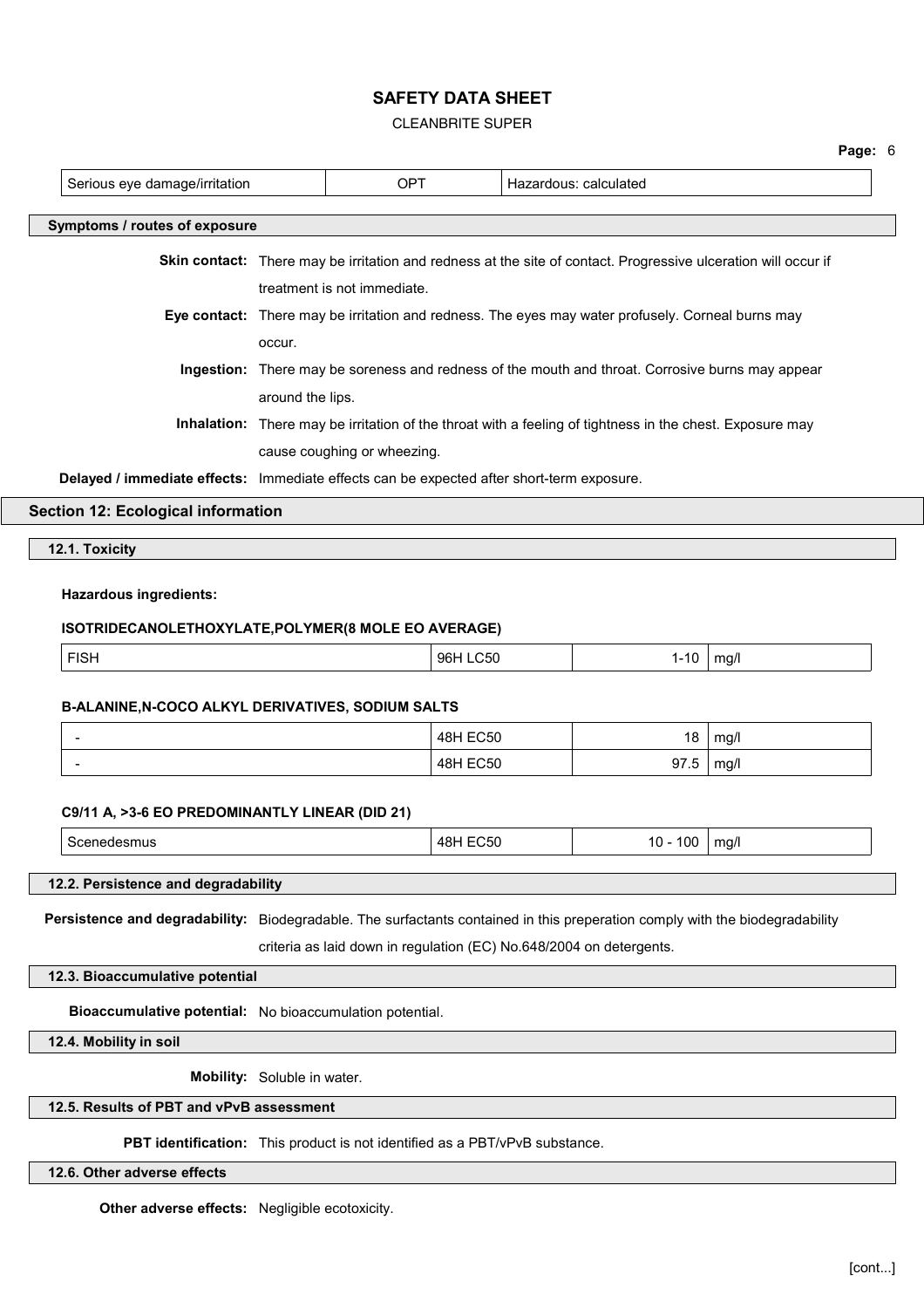| Serious eye damage/irritation | OPT | Hazardous: calculated |
|---|---|---|

### Symptoms / routes of exposure

**Skin contact:** There may be irritation and redness at the site of contact. Progressive ulceration will occur if treatment is not immediate.

**Eye contact:** There may be irritation and redness. The eyes may water profusely. Corneal burns may occur.

**Ingestion:** There may be soreness and redness of the mouth and throat. Corrosive burns may appear around the lips.

**Inhalation:** There may be irritation of the throat with a feeling of tightness in the chest. Exposure may cause coughing or wheezing.

**Delayed / immediate effects:** Immediate effects can be expected after short-term exposure.

## Section 12: Ecological information

### 12.1. Toxicity

**Hazardous ingredients:**

**ISOTRIDECANOLETHOXYLATE,POLYMER(8 MOLE EO AVERAGE)**

| FISH | 96H LC50 | 1-10 | mg/l |
|---|---|---|---|

**B-ALANINE,N-COCO ALKYL DERIVATIVES, SODIUM SALTS**

| - | 48H EC50 | 18 | mg/l |
|---|---|---|---|
| - | 48H EC50 | 97.5 | mg/l |

**C9/11 A, >3-6 EO PREDOMINANTLY LINEAR (DID 21)**

| Scenedesmus | 48H EC50 | 10 - 100 | mg/l |
|---|---|---|---|

### 12.2. Persistence and degradability

**Persistence and degradability:** Biodegradable. The surfactants contained in this preperation comply with the biodegradability criteria as laid down in regulation (EC) No.648/2004 on detergents.

### 12.3. Bioaccumulative potential

**Bioaccumulative potential:** No bioaccumulation potential.

### 12.4. Mobility in soil

**Mobility:** Soluble in water.

### 12.5. Results of PBT and vPvB assessment

**PBT identification:** This product is not identified as a PBT/vPvB substance.

### 12.6. Other adverse effects

**Other adverse effects:** Negligible ecotoxicity.

[cont...]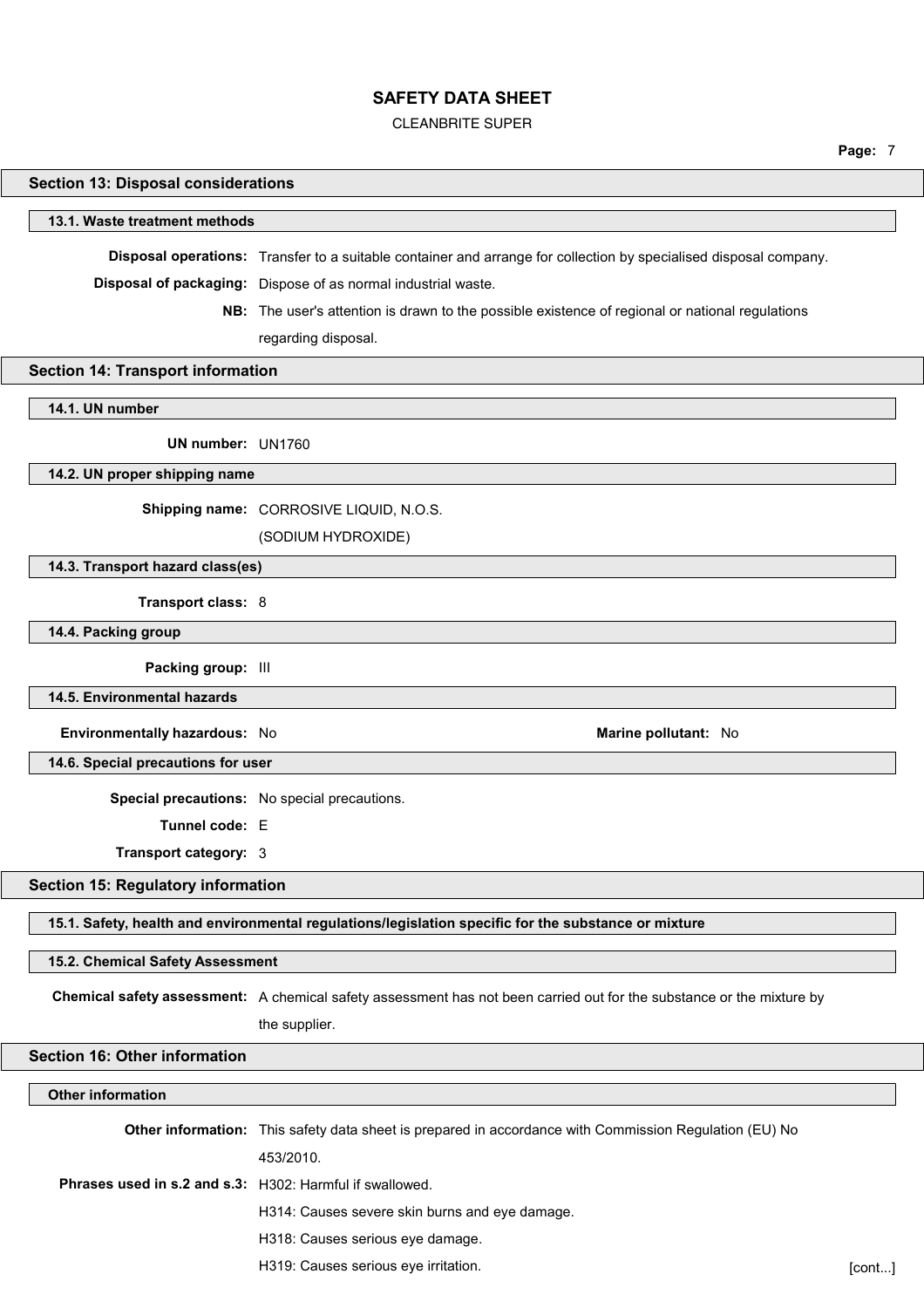## Section 13: Disposal considerations

### 13.1. Waste treatment methods

**Disposal operations:** Transfer to a suitable container and arrange for collection by specialised disposal company.

**Disposal of packaging:** Dispose of as normal industrial waste.

**NB:** The user's attention is drawn to the possible existence of regional or national regulations regarding disposal.

## Section 14: Transport information

### 14.1. UN number

**UN number:** UN1760

### 14.2. UN proper shipping name

**Shipping name:** CORROSIVE LIQUID, N.O.S. (SODIUM HYDROXIDE)

### 14.3. Transport hazard class(es)

**Transport class:** 8

### 14.4. Packing group

**Packing group:** III

### 14.5. Environmental hazards

**Environmentally hazardous:** No

**Marine pollutant:** No

### 14.6. Special precautions for user

**Special precautions:** No special precautions.

**Tunnel code:** E

**Transport category:** 3

## Section 15: Regulatory information

### 15.1. Safety, health and environmental regulations/legislation specific for the substance or mixture

### 15.2. Chemical Safety Assessment

**Chemical safety assessment:** A chemical safety assessment has not been carried out for the substance or the mixture by the supplier.

## Section 16: Other information

### Other information

**Other information:** This safety data sheet is prepared in accordance with Commission Regulation (EU) No 453/2010.

**Phrases used in s.2 and s.3:** H302: Harmful if swallowed.

H314: Causes severe skin burns and eye damage.

H318: Causes serious eye damage.

H319: Causes serious eye irritation.

[cont...]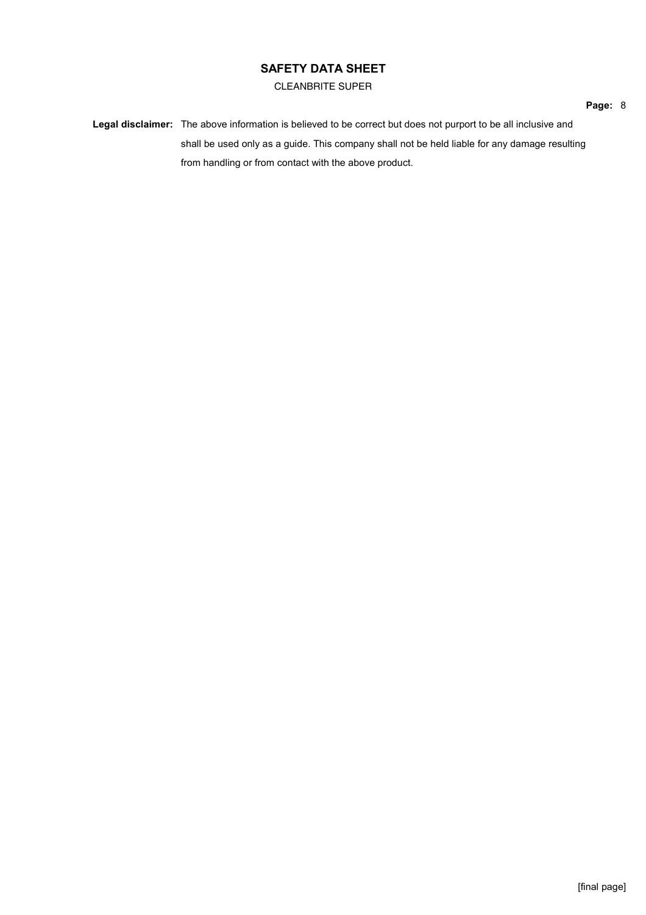**Legal disclaimer:** The above information is believed to be correct but does not purport to be all inclusive and shall be used only as a guide. This company shall not be held liable for any damage resulting from handling or from contact with the above product.

[final page]